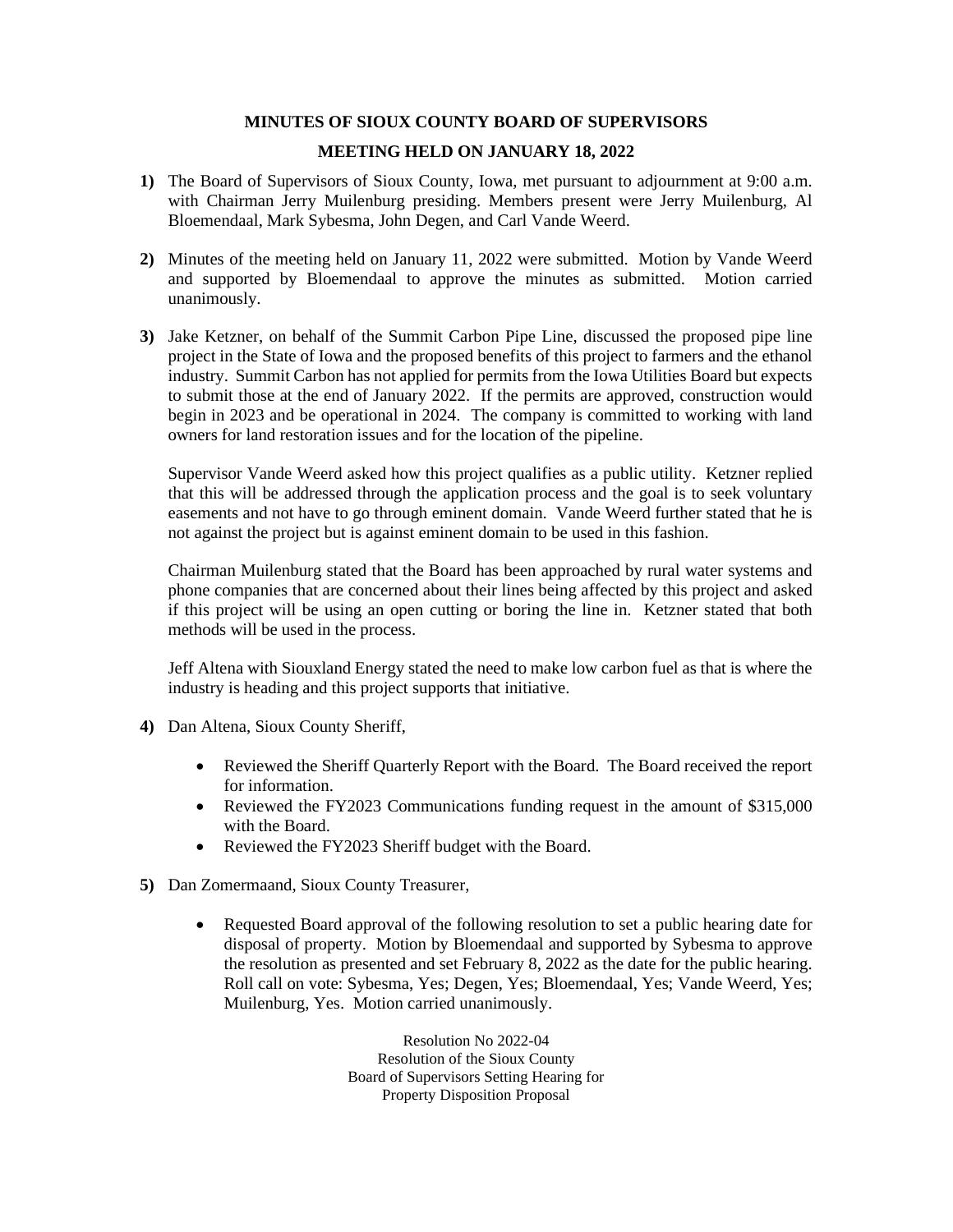**MINUTES OF SIOUX COUNTY BOARD OF SUPERVISORS**

**MEETING HELD ON JANUARY 18, 2022**

**1)** The Board of Supervisors of Sioux County, Iowa, met pursuant to adjournment at 9:00 a.m. with Chairman Jerry Muilenburg presiding. Members present were Jerry Muilenburg, Al Bloemendaal, Mark Sybesma, John Degen, and Carl Vande Weerd.

**2)** Minutes of the meeting held on January 11, 2022 were submitted. Motion by Vande Weerd and supported by Bloemendaal to approve the minutes as submitted. Motion carried unanimously.

**3)** Jake Ketzner, on behalf of the Summit Carbon Pipe Line, discussed the proposed pipe line project in the State of Iowa and the proposed benefits of this project to farmers and the ethanol industry. Summit Carbon has not applied for permits from the Iowa Utilities Board but expects to submit those at the end of January 2022. If the permits are approved, construction would begin in 2023 and be operational in 2024. The company is committed to working with land owners for land restoration issues and for the location of the pipeline.

Supervisor Vande Weerd asked how this project qualifies as a public utility. Ketzner replied that this will be addressed through the application process and the goal is to seek voluntary easements and not have to go through eminent domain. Vande Weerd further stated that he is not against the project but is against eminent domain to be used in this fashion.

Chairman Muilenburg stated that the Board has been approached by rural water systems and phone companies that are concerned about their lines being affected by this project and asked if this project will be using an open cutting or boring the line in. Ketzner stated that both methods will be used in the process.

Jeff Altena with Siouxland Energy stated the need to make low carbon fuel as that is where the industry is heading and this project supports that initiative.

**4)** Dan Altena, Sioux County Sheriff,

- Reviewed the Sheriff Quarterly Report with the Board. The Board received the report for information.
- Reviewed the FY2023 Communications funding request in the amount of $315,000 with the Board.
- Reviewed the FY2023 Sheriff budget with the Board.

**5)** Dan Zomermaand, Sioux County Treasurer,

- Requested Board approval of the following resolution to set a public hearing date for disposal of property. Motion by Bloemendaal and supported by Sybesma to approve the resolution as presented and set February 8, 2022 as the date for the public hearing. Roll call on vote: Sybesma, Yes; Degen, Yes; Bloemendaal, Yes; Vande Weerd, Yes; Muilenburg, Yes. Motion carried unanimously.

Resolution No 2022-04
Resolution of the Sioux County
Board of Supervisors Setting Hearing for
Property Disposition Proposal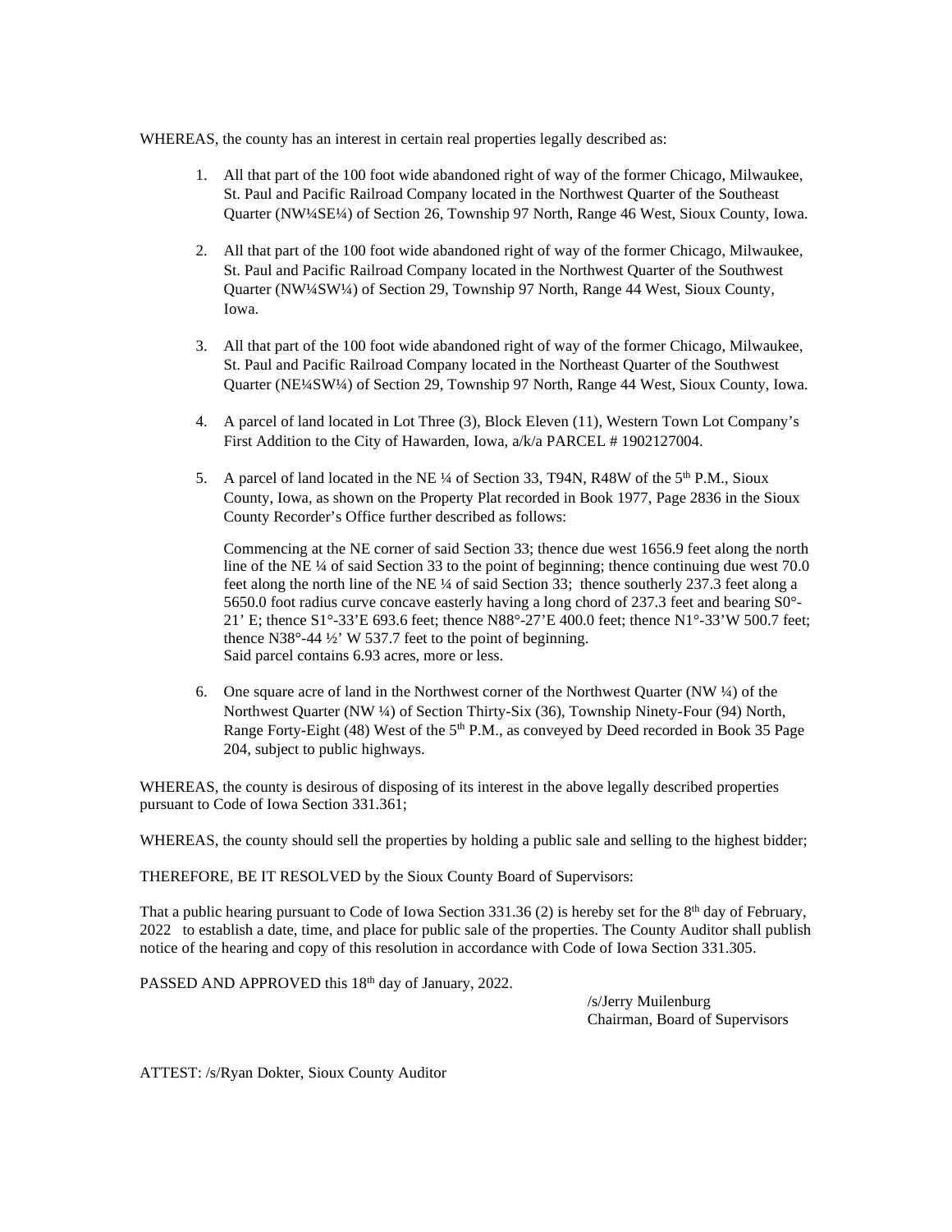WHEREAS, the county has an interest in certain real properties legally described as:

1. All that part of the 100 foot wide abandoned right of way of the former Chicago, Milwaukee, St. Paul and Pacific Railroad Company located in the Northwest Quarter of the Southeast Quarter (NW¼SE¼) of Section 26, Township 97 North, Range 46 West, Sioux County, Iowa.

2. All that part of the 100 foot wide abandoned right of way of the former Chicago, Milwaukee, St. Paul and Pacific Railroad Company located in the Northwest Quarter of the Southwest Quarter (NW¼SW¼) of Section 29, Township 97 North, Range 44 West, Sioux County, Iowa.

3. All that part of the 100 foot wide abandoned right of way of the former Chicago, Milwaukee, St. Paul and Pacific Railroad Company located in the Northeast Quarter of the Southwest Quarter (NE¼SW¼) of Section 29, Township 97 North, Range 44 West, Sioux County, Iowa.

4. A parcel of land located in Lot Three (3), Block Eleven (11), Western Town Lot Company's First Addition to the City of Hawarden, Iowa, a/k/a PARCEL # 1902127004.

5. A parcel of land located in the NE ¼ of Section 33, T94N, R48W of the 5th P.M., Sioux County, Iowa, as shown on the Property Plat recorded in Book 1977, Page 2836 in the Sioux County Recorder's Office further described as follows:

   Commencing at the NE corner of said Section 33; thence due west 1656.9 feet along the north line of the NE ¼ of said Section 33 to the point of beginning; thence continuing due west 70.0 feet along the north line of the NE ¼ of said Section 33; thence southerly 237.3 feet along a 5650.0 foot radius curve concave easterly having a long chord of 237.3 feet and bearing S0°-21' E; thence S1°-33'E 693.6 feet; thence N88°-27'E 400.0 feet; thence N1°-33'W 500.7 feet; thence N38°-44 ½' W 537.7 feet to the point of beginning.
   Said parcel contains 6.93 acres, more or less.

6. One square acre of land in the Northwest corner of the Northwest Quarter (NW ¼) of the Northwest Quarter (NW ¼) of Section Thirty-Six (36), Township Ninety-Four (94) North, Range Forty-Eight (48) West of the 5th P.M., as conveyed by Deed recorded in Book 35 Page 204, subject to public highways.

WHEREAS, the county is desirous of disposing of its interest in the above legally described properties pursuant to Code of Iowa Section 331.361;

WHEREAS, the county should sell the properties by holding a public sale and selling to the highest bidder;

THEREFORE, BE IT RESOLVED by the Sioux County Board of Supervisors:

That a public hearing pursuant to Code of Iowa Section 331.36 (2) is hereby set for the 8th day of February, 2022 to establish a date, time, and place for public sale of the properties. The County Auditor shall publish notice of the hearing and copy of this resolution in accordance with Code of Iowa Section 331.305.

PASSED AND APPROVED this 18th day of January, 2022.

/s/Jerry Muilenburg
Chairman, Board of Supervisors

ATTEST: /s/Ryan Dokter, Sioux County Auditor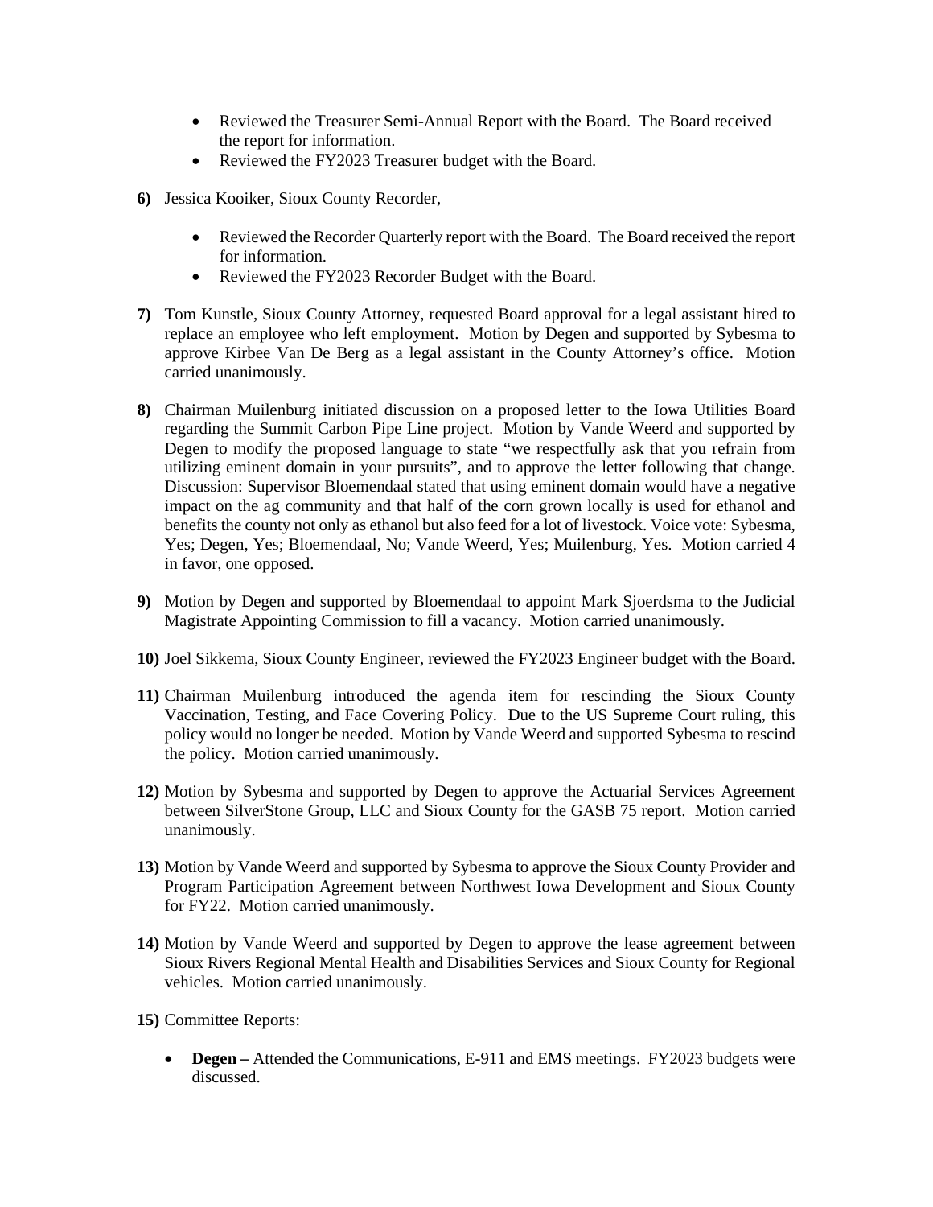- Reviewed the Treasurer Semi-Annual Report with the Board. The Board received the report for information.
- Reviewed the FY2023 Treasurer budget with the Board.

**6)** Jessica Kooiker, Sioux County Recorder,

- Reviewed the Recorder Quarterly report with the Board. The Board received the report for information.
- Reviewed the FY2023 Recorder Budget with the Board.

**7)** Tom Kunstle, Sioux County Attorney, requested Board approval for a legal assistant hired to replace an employee who left employment. Motion by Degen and supported by Sybesma to approve Kirbee Van De Berg as a legal assistant in the County Attorney's office. Motion carried unanimously.

**8)** Chairman Muilenburg initiated discussion on a proposed letter to the Iowa Utilities Board regarding the Summit Carbon Pipe Line project. Motion by Vande Weerd and supported by Degen to modify the proposed language to state "we respectfully ask that you refrain from utilizing eminent domain in your pursuits", and to approve the letter following that change. Discussion: Supervisor Bloemendaal stated that using eminent domain would have a negative impact on the ag community and that half of the corn grown locally is used for ethanol and benefits the county not only as ethanol but also feed for a lot of livestock. Voice vote: Sybesma, Yes; Degen, Yes; Bloemendaal, No; Vande Weerd, Yes; Muilenburg, Yes. Motion carried 4 in favor, one opposed.

**9)** Motion by Degen and supported by Bloemendaal to appoint Mark Sjoerdsma to the Judicial Magistrate Appointing Commission to fill a vacancy. Motion carried unanimously.

**10)** Joel Sikkema, Sioux County Engineer, reviewed the FY2023 Engineer budget with the Board.

**11)** Chairman Muilenburg introduced the agenda item for rescinding the Sioux County Vaccination, Testing, and Face Covering Policy. Due to the US Supreme Court ruling, this policy would no longer be needed. Motion by Vande Weerd and supported Sybesma to rescind the policy. Motion carried unanimously.

**12)** Motion by Sybesma and supported by Degen to approve the Actuarial Services Agreement between SilverStone Group, LLC and Sioux County for the GASB 75 report. Motion carried unanimously.

**13)** Motion by Vande Weerd and supported by Sybesma to approve the Sioux County Provider and Program Participation Agreement between Northwest Iowa Development and Sioux County for FY22. Motion carried unanimously.

**14)** Motion by Vande Weerd and supported by Degen to approve the lease agreement between Sioux Rivers Regional Mental Health and Disabilities Services and Sioux County for Regional vehicles. Motion carried unanimously.

**15)** Committee Reports:

- **Degen –** Attended the Communications, E-911 and EMS meetings. FY2023 budgets were discussed.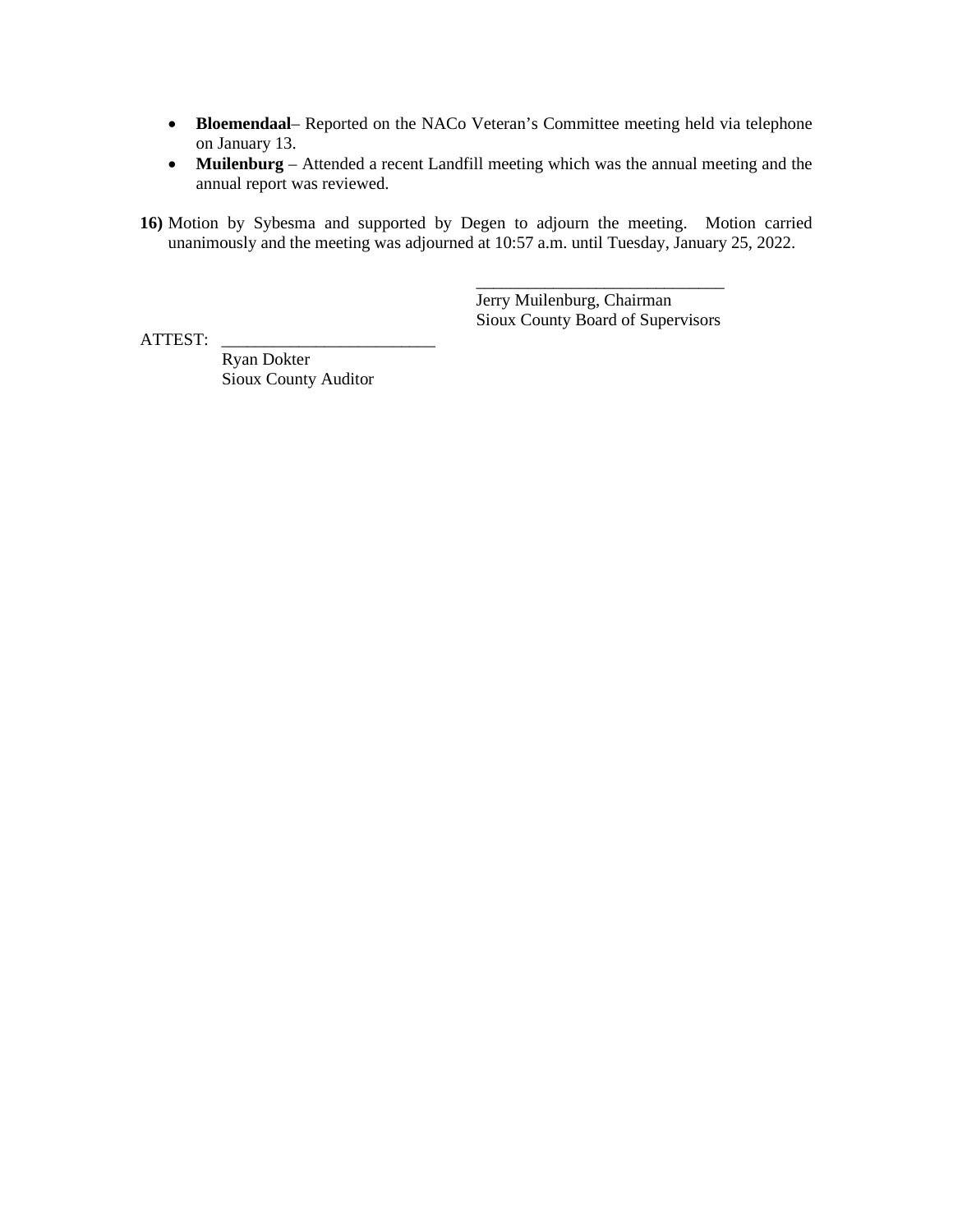- **Bloemendaal**– Reported on the NACo Veteran's Committee meeting held via telephone on January 13.
- **Muilenburg** – Attended a recent Landfill meeting which was the annual meeting and the annual report was reviewed.

**16)** Motion by Sybesma and supported by Degen to adjourn the meeting. Motion carried unanimously and the meeting was adjourned at 10:57 a.m. until Tuesday, January 25, 2022.

\_\_\_\_\_\_\_\_\_\_\_\_\_\_\_\_\_\_\_\_\_\_\_\_\_\_\_\_\_\_
Jerry Muilenburg, Chairman
Sioux County Board of Supervisors

ATTEST: \_\_\_\_\_\_\_\_\_\_\_\_\_\_\_\_\_\_\_\_\_\_\_\_\_\_
Ryan Dokter
Sioux County Auditor